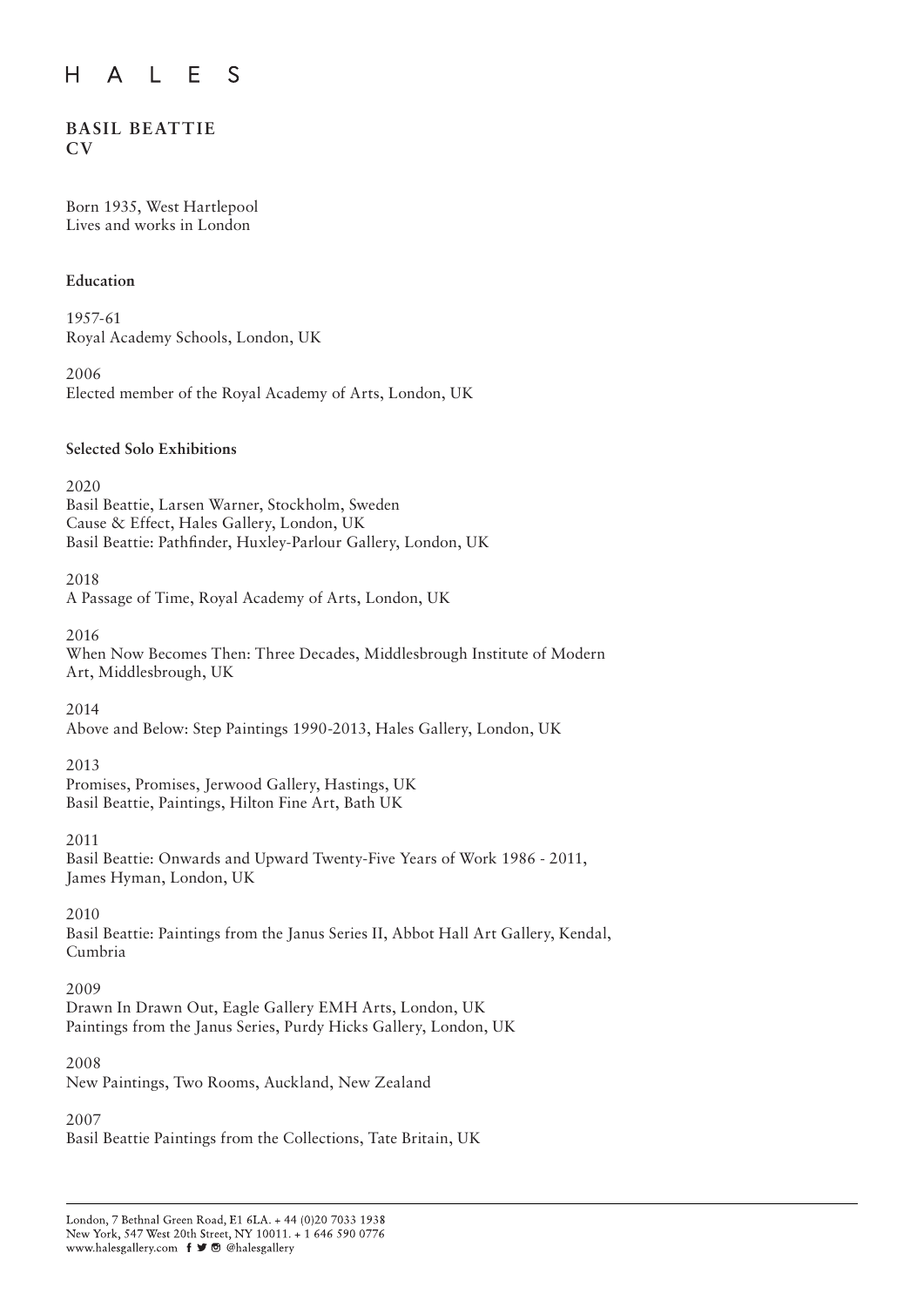# BASIL BEATTIE
## CV

Born 1935, West Hartlepool
Lives and works in London

### Education

1957-61
Royal Academy Schools, London, UK

2006
Elected member of the Royal Academy of Arts, London, UK

### Selected Solo Exhibitions

2020
Basil Beattie, Larsen Warner, Stockholm, Sweden
Cause & Effect, Hales Gallery, London, UK
Basil Beattie: Pathfinder, Huxley-Parlour Gallery, London, UK

2018
A Passage of Time, Royal Academy of Arts, London, UK

2016
When Now Becomes Then: Three Decades, Middlesbrough Institute of Modern Art, Middlesbrough, UK

2014
Above and Below: Step Paintings 1990-2013, Hales Gallery, London, UK

2013
Promises, Promises, Jerwood Gallery, Hastings, UK
Basil Beattie, Paintings, Hilton Fine Art, Bath UK

2011
Basil Beattie: Onwards and Upward Twenty-Five Years of Work 1986 - 2011, James Hyman, London, UK

2010
Basil Beattie: Paintings from the Janus Series II, Abbot Hall Art Gallery, Kendal, Cumbria

2009
Drawn In Drawn Out, Eagle Gallery EMH Arts, London, UK
Paintings from the Janus Series, Purdy Hicks Gallery, London, UK

2008
New Paintings, Two Rooms, Auckland, New Zealand

2007
Basil Beattie Paintings from the Collections, Tate Britain, UK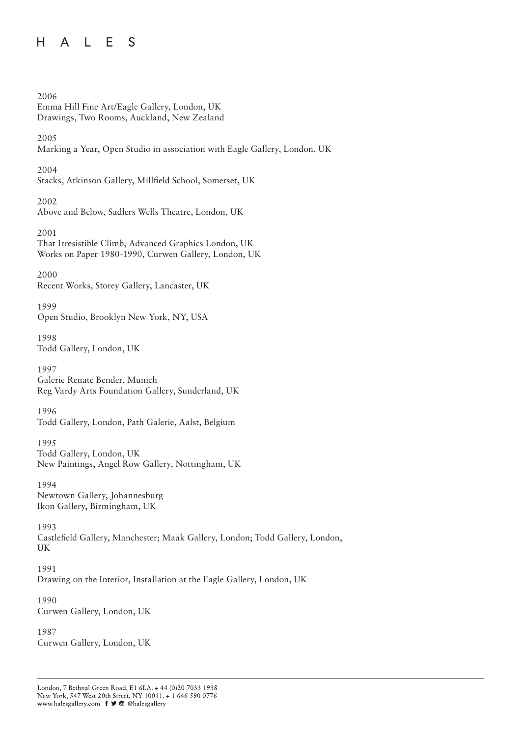2006

Emma Hill Fine Art/Eagle Gallery, London, UK

Drawings, Two Rooms, Auckland, New Zealand

2005

Marking a Year, Open Studio in association with Eagle Gallery, London, UK

2004

Stacks, Atkinson Gallery, Millfield School, Somerset, UK

2002

Above and Below, Sadlers Wells Theatre, London, UK

2001

That Irresistible Climb, Advanced Graphics London, UK

Works on Paper 1980-1990, Curwen Gallery, London, UK

2000

Recent Works, Storey Gallery, Lancaster, UK

1999

Open Studio, Brooklyn New York, NY, USA

1998

Todd Gallery, London, UK

1997

Galerie Renate Bender, Munich

Reg Vardy Arts Foundation Gallery, Sunderland, UK

1996

Todd Gallery, London, Path Galerie, Aalst, Belgium

1995

Todd Gallery, London, UK

New Paintings, Angel Row Gallery, Nottingham, UK

1994

Newtown Gallery, Johannesburg

Ikon Gallery, Birmingham, UK

1993

Castlefield Gallery, Manchester; Maak Gallery, London; Todd Gallery, London, UK

1991

Drawing on the Interior, Installation at the Eagle Gallery, London, UK

1990

Curwen Gallery, London, UK

1987

Curwen Gallery, London, UK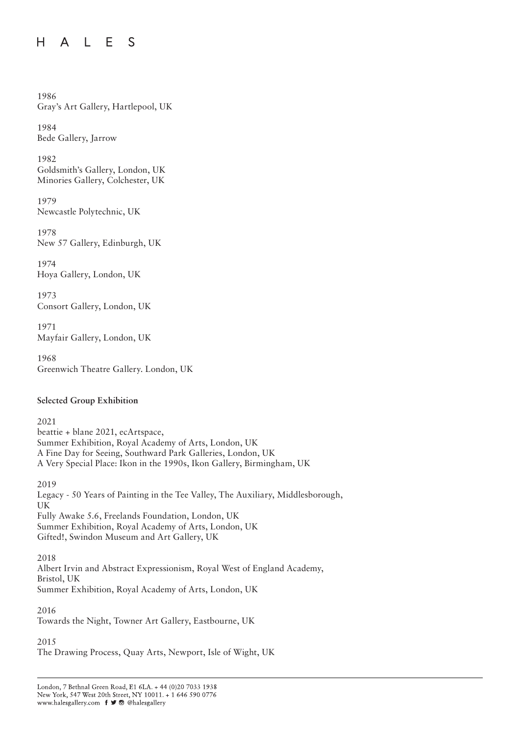1986
Gray's Art Gallery, Hartlepool, UK

1984
Bede Gallery, Jarrow

1982
Goldsmith's Gallery, London, UK
Minories Gallery, Colchester, UK

1979
Newcastle Polytechnic, UK

1978
New 57 Gallery, Edinburgh, UK

1974
Hoya Gallery, London, UK

1973
Consort Gallery, London, UK

1971
Mayfair Gallery, London, UK

1968
Greenwich Theatre Gallery. London, UK

**Selected Group Exhibition**

2021
beattie + blane 2021, ecArtspace,
Summer Exhibition, Royal Academy of Arts, London, UK
A Fine Day for Seeing, Southward Park Galleries, London, UK
A Very Special Place: Ikon in the 1990s, Ikon Gallery, Birmingham, UK

2019
Legacy - 50 Years of Painting in the Tee Valley, The Auxiliary, Middlesborough, UK
Fully Awake 5.6, Freelands Foundation, London, UK
Summer Exhibition, Royal Academy of Arts, London, UK
Gifted!, Swindon Museum and Art Gallery, UK

2018
Albert Irvin and Abstract Expressionism, Royal West of England Academy, Bristol, UK
Summer Exhibition, Royal Academy of Arts, London, UK

2016
Towards the Night, Towner Art Gallery, Eastbourne, UK

2015
The Drawing Process, Quay Arts, Newport, Isle of Wight, UK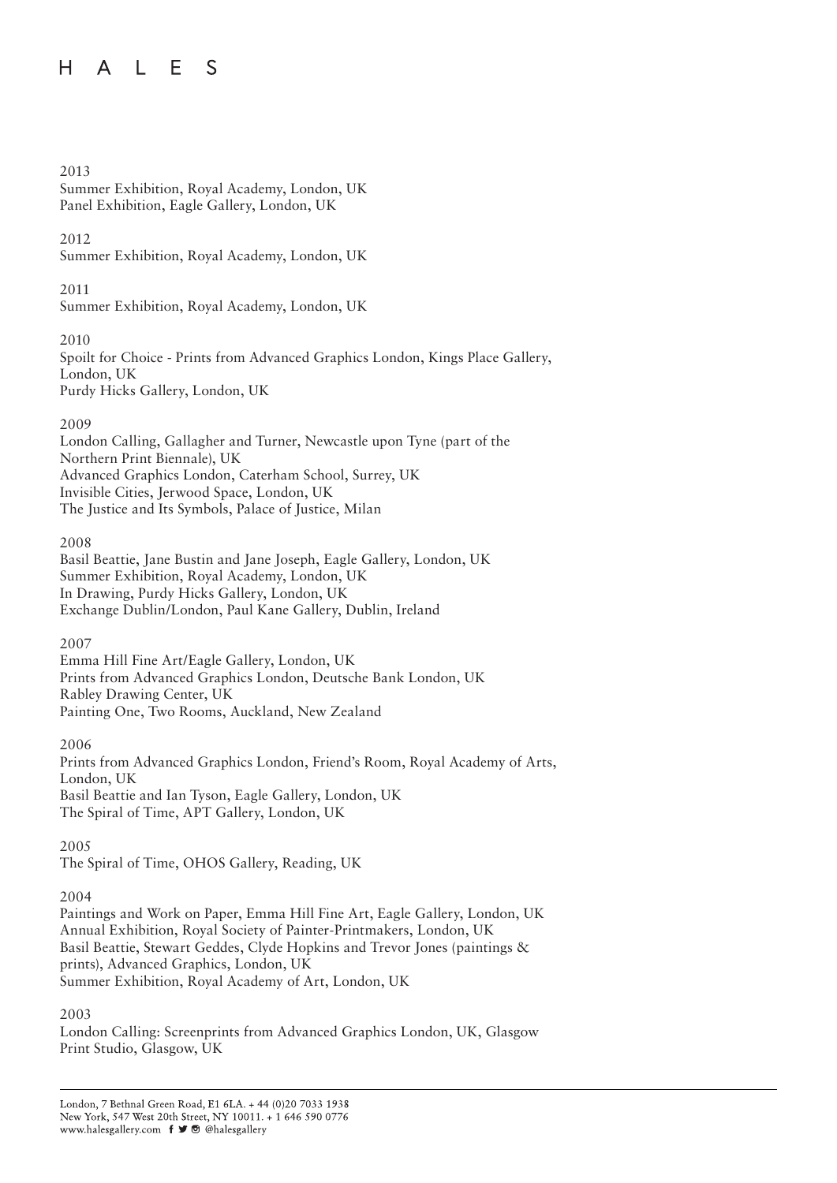2013

Summer Exhibition, Royal Academy, London, UK
Panel Exhibition, Eagle Gallery, London, UK

2012

Summer Exhibition, Royal Academy, London, UK

2011

Summer Exhibition, Royal Academy, London, UK

2010

Spoilt for Choice - Prints from Advanced Graphics London, Kings Place Gallery, London, UK
Purdy Hicks Gallery, London, UK

2009

London Calling, Gallagher and Turner, Newcastle upon Tyne (part of the Northern Print Biennale), UK
Advanced Graphics London, Caterham School, Surrey, UK
Invisible Cities, Jerwood Space, London, UK
The Justice and Its Symbols, Palace of Justice, Milan

2008

Basil Beattie, Jane Bustin and Jane Joseph, Eagle Gallery, London, UK
Summer Exhibition, Royal Academy, London, UK
In Drawing, Purdy Hicks Gallery, London, UK
Exchange Dublin/London, Paul Kane Gallery, Dublin, Ireland

2007

Emma Hill Fine Art/Eagle Gallery, London, UK
Prints from Advanced Graphics London, Deutsche Bank London, UK
Rabley Drawing Center, UK
Painting One, Two Rooms, Auckland, New Zealand

2006

Prints from Advanced Graphics London, Friend's Room, Royal Academy of Arts, London, UK
Basil Beattie and Ian Tyson, Eagle Gallery, London, UK
The Spiral of Time, APT Gallery, London, UK

2005

The Spiral of Time, OHOS Gallery, Reading, UK

2004

Paintings and Work on Paper, Emma Hill Fine Art, Eagle Gallery, London, UK
Annual Exhibition, Royal Society of Painter-Printmakers, London, UK
Basil Beattie, Stewart Geddes, Clyde Hopkins and Trevor Jones (paintings & prints), Advanced Graphics, London, UK
Summer Exhibition, Royal Academy of Art, London, UK

2003

London Calling: Screenprints from Advanced Graphics London, UK, Glasgow Print Studio, Glasgow, UK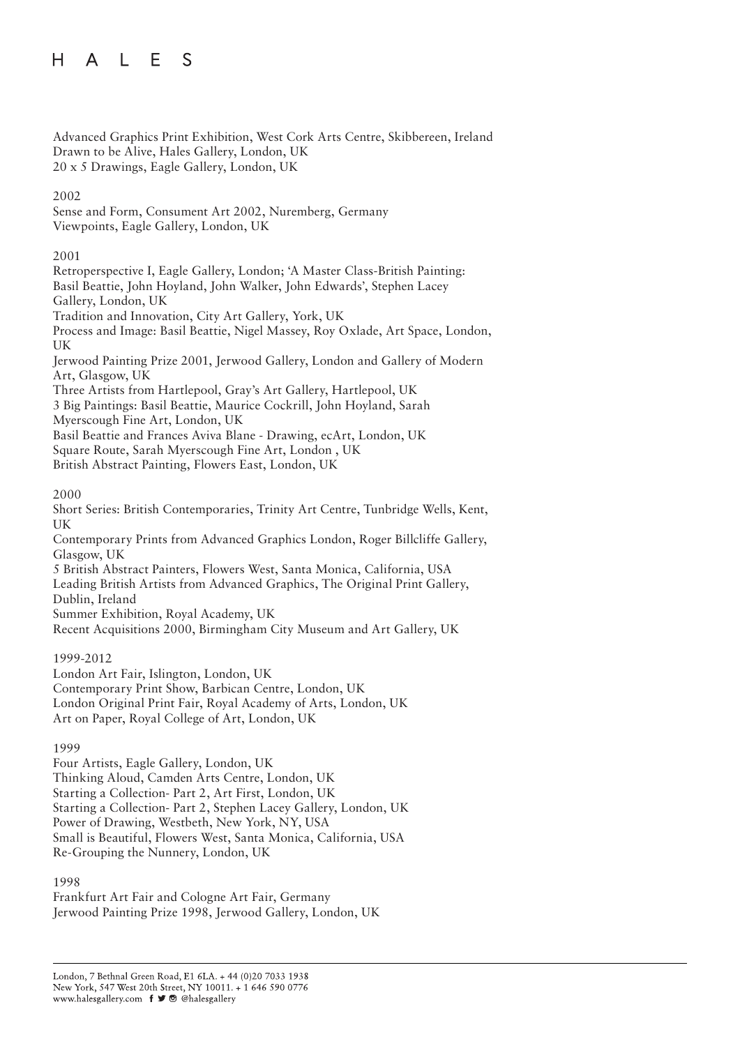Advanced Graphics Print Exhibition, West Cork Arts Centre, Skibbereen, Ireland
Drawn to be Alive, Hales Gallery, London, UK
20 x 5 Drawings, Eagle Gallery, London, UK

2002
Sense and Form, Consument Art 2002, Nuremberg, Germany
Viewpoints, Eagle Gallery, London, UK

2001
Retroperspective I, Eagle Gallery, London; 'A Master Class-British Painting: Basil Beattie, John Hoyland, John Walker, John Edwards', Stephen Lacey Gallery, London, UK
Tradition and Innovation, City Art Gallery, York, UK
Process and Image: Basil Beattie, Nigel Massey, Roy Oxlade, Art Space, London, UK
Jerwood Painting Prize 2001, Jerwood Gallery, London and Gallery of Modern Art, Glasgow, UK
Three Artists from Hartlepool, Gray's Art Gallery, Hartlepool, UK
3 Big Paintings: Basil Beattie, Maurice Cockrill, John Hoyland, Sarah Myerscough Fine Art, London, UK
Basil Beattie and Frances Aviva Blane - Drawing, ecArt, London, UK
Square Route, Sarah Myerscough Fine Art, London , UK
British Abstract Painting, Flowers East, London, UK

2000
Short Series: British Contemporaries, Trinity Art Centre, Tunbridge Wells, Kent, UK
Contemporary Prints from Advanced Graphics London, Roger Billcliffe Gallery, Glasgow, UK
5 British Abstract Painters, Flowers West, Santa Monica, California, USA
Leading British Artists from Advanced Graphics, The Original Print Gallery, Dublin, Ireland
Summer Exhibition, Royal Academy, UK
Recent Acquisitions 2000, Birmingham City Museum and Art Gallery, UK

1999-2012
London Art Fair, Islington, London, UK
Contemporary Print Show, Barbican Centre, London, UK
London Original Print Fair, Royal Academy of Arts, London, UK
Art on Paper, Royal College of Art, London, UK

1999
Four Artists, Eagle Gallery, London, UK
Thinking Aloud, Camden Arts Centre, London, UK
Starting a Collection- Part 2, Art First, London, UK
Starting a Collection- Part 2, Stephen Lacey Gallery, London, UK
Power of Drawing, Westbeth, New York, NY, USA
Small is Beautiful, Flowers West, Santa Monica, California, USA
Re-Grouping the Nunnery, London, UK

1998
Frankfurt Art Fair and Cologne Art Fair, Germany
Jerwood Painting Prize 1998, Jerwood Gallery, London, UK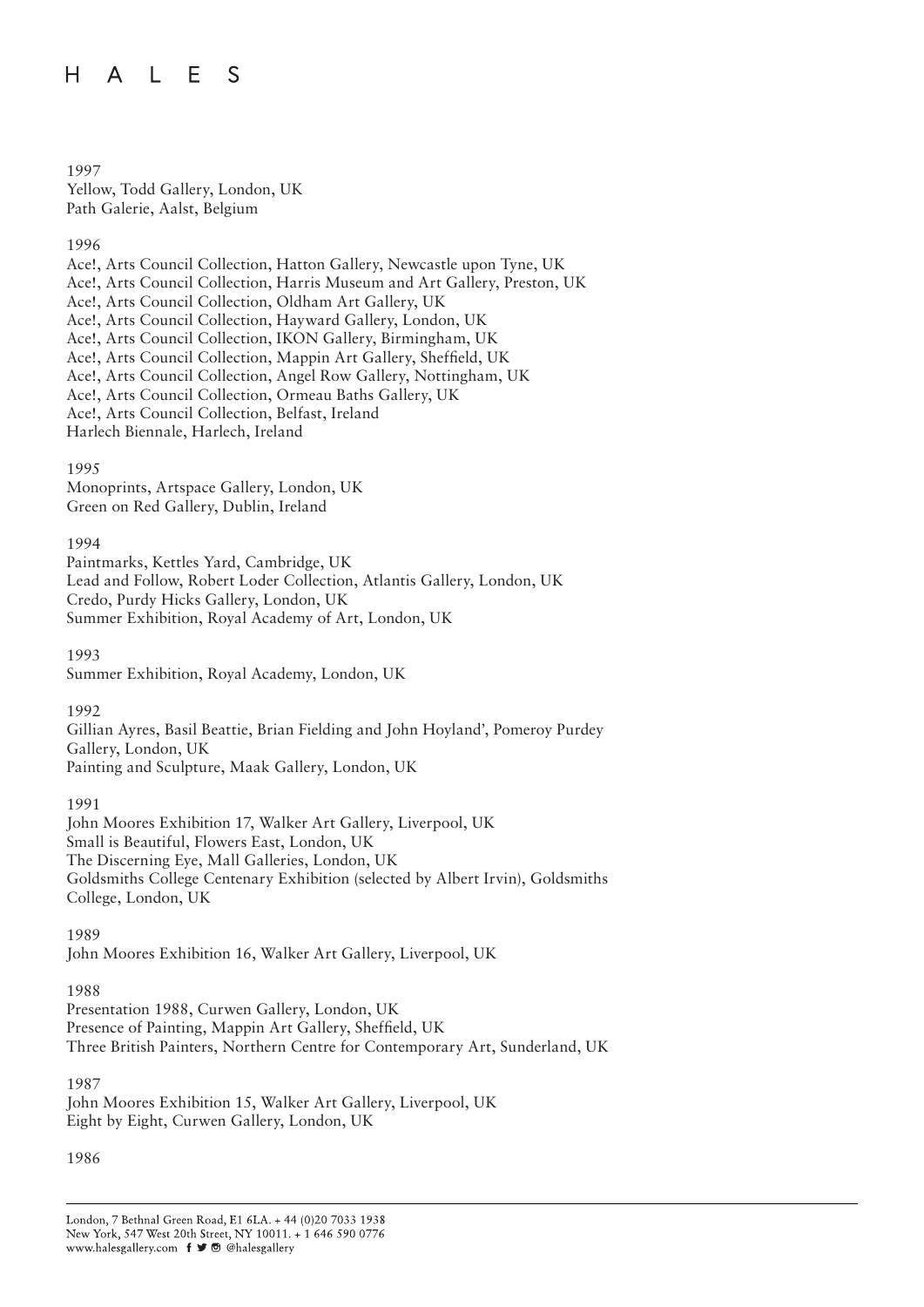1997

Yellow, Todd Gallery, London, UK
Path Galerie, Aalst, Belgium

1996

Ace!, Arts Council Collection, Hatton Gallery, Newcastle upon Tyne, UK
Ace!, Arts Council Collection, Harris Museum and Art Gallery, Preston, UK
Ace!, Arts Council Collection, Oldham Art Gallery, UK
Ace!, Arts Council Collection, Hayward Gallery, London, UK
Ace!, Arts Council Collection, IKON Gallery, Birmingham, UK
Ace!, Arts Council Collection, Mappin Art Gallery, Sheffield, UK
Ace!, Arts Council Collection, Angel Row Gallery, Nottingham, UK
Ace!, Arts Council Collection, Ormeau Baths Gallery, UK
Ace!, Arts Council Collection, Belfast, Ireland
Harlech Biennale, Harlech, Ireland

1995

Monoprints, Artspace Gallery, London, UK
Green on Red Gallery, Dublin, Ireland

1994

Paintmarks, Kettles Yard, Cambridge, UK
Lead and Follow, Robert Loder Collection, Atlantis Gallery, London, UK
Credo, Purdy Hicks Gallery, London, UK
Summer Exhibition, Royal Academy of Art, London, UK

1993

Summer Exhibition, Royal Academy, London, UK

1992

Gillian Ayres, Basil Beattie, Brian Fielding and John Hoyland', Pomeroy Purdey Gallery, London, UK
Painting and Sculpture, Maak Gallery, London, UK

1991

John Moores Exhibition 17, Walker Art Gallery, Liverpool, UK
Small is Beautiful, Flowers East, London, UK
The Discerning Eye, Mall Galleries, London, UK
Goldsmiths College Centenary Exhibition (selected by Albert Irvin), Goldsmiths College, London, UK

1989

John Moores Exhibition 16, Walker Art Gallery, Liverpool, UK

1988

Presentation 1988, Curwen Gallery, London, UK
Presence of Painting, Mappin Art Gallery, Sheffield, UK
Three British Painters, Northern Centre for Contemporary Art, Sunderland, UK

1987

John Moores Exhibition 15, Walker Art Gallery, Liverpool, UK
Eight by Eight, Curwen Gallery, London, UK

1986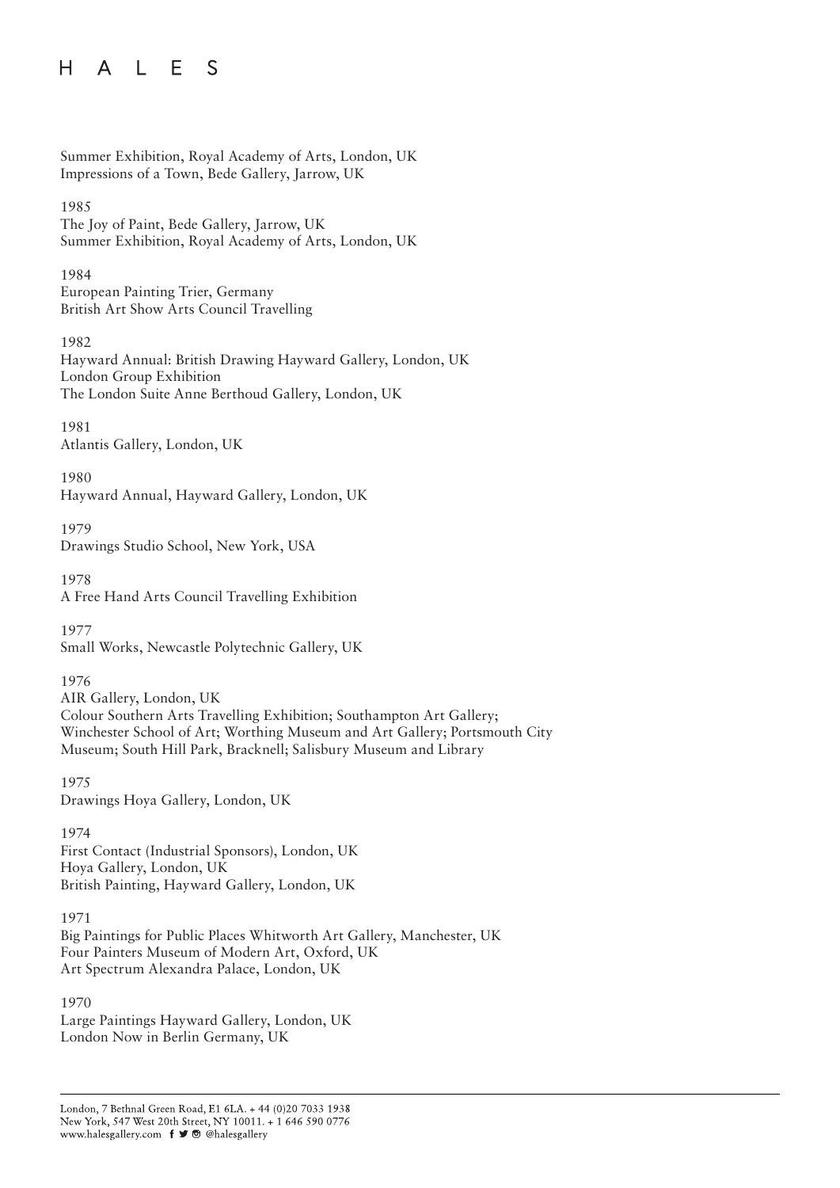Summer Exhibition, Royal Academy of Arts, London, UK
Impressions of a Town, Bede Gallery, Jarrow, UK

1985
The Joy of Paint, Bede Gallery, Jarrow, UK
Summer Exhibition, Royal Academy of Arts, London, UK

1984
European Painting Trier, Germany
British Art Show Arts Council Travelling

1982
Hayward Annual: British Drawing Hayward Gallery, London, UK
London Group Exhibition
The London Suite Anne Berthoud Gallery, London, UK

1981
Atlantis Gallery, London, UK

1980
Hayward Annual, Hayward Gallery, London, UK

1979
Drawings Studio School, New York, USA

1978
A Free Hand Arts Council Travelling Exhibition

1977
Small Works, Newcastle Polytechnic Gallery, UK

1976
AIR Gallery, London, UK
Colour Southern Arts Travelling Exhibition; Southampton Art Gallery; Winchester School of Art; Worthing Museum and Art Gallery; Portsmouth City Museum; South Hill Park, Bracknell; Salisbury Museum and Library

1975
Drawings Hoya Gallery, London, UK

1974
First Contact (Industrial Sponsors), London, UK
Hoya Gallery, London, UK
British Painting, Hayward Gallery, London, UK

1971
Big Paintings for Public Places Whitworth Art Gallery, Manchester, UK
Four Painters Museum of Modern Art, Oxford, UK
Art Spectrum Alexandra Palace, London, UK

1970
Large Paintings Hayward Gallery, London, UK
London Now in Berlin Germany, UK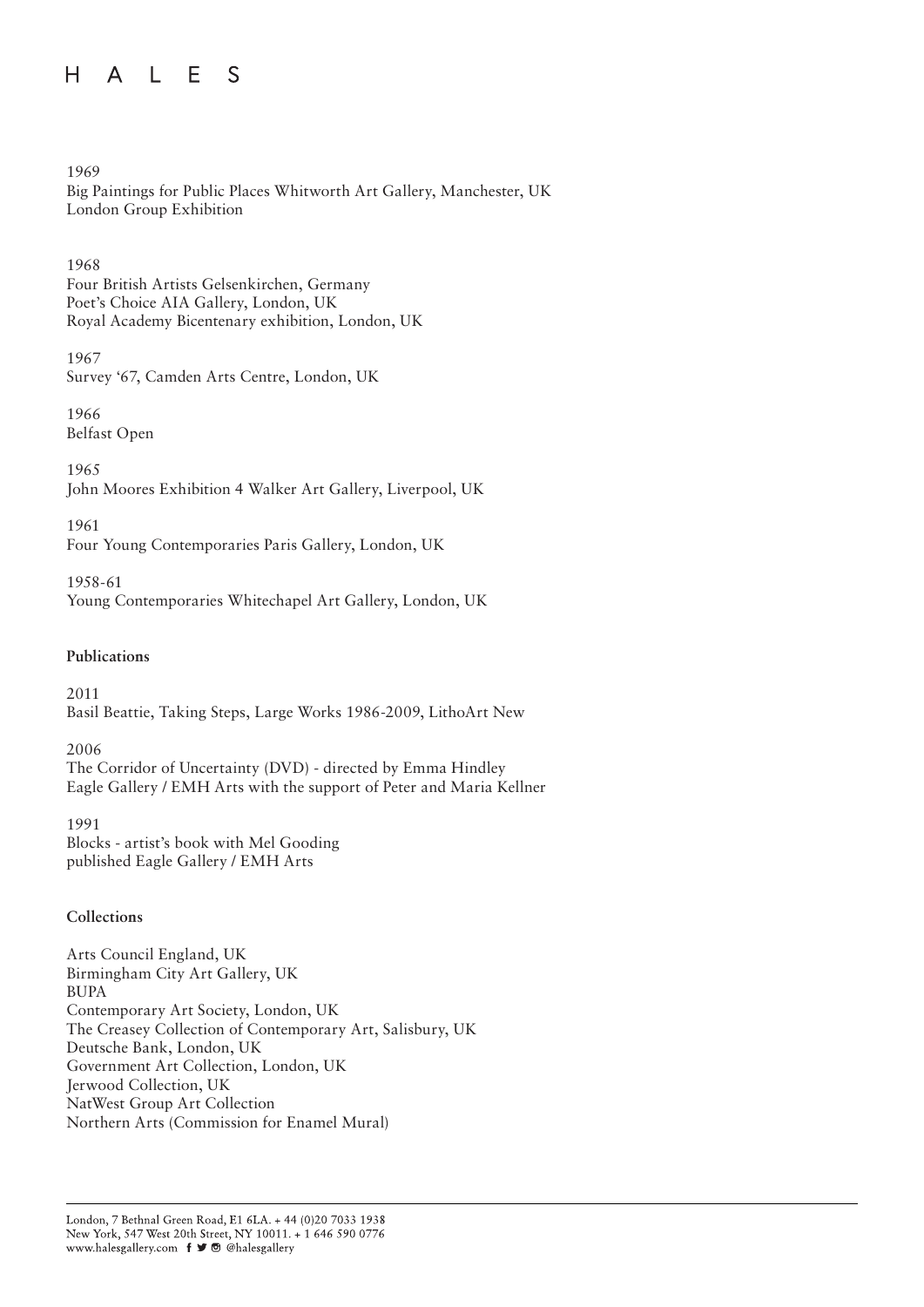1969
Big Paintings for Public Places Whitworth Art Gallery, Manchester, UK
London Group Exhibition

1968
Four British Artists Gelsenkirchen, Germany
Poet's Choice AIA Gallery, London, UK
Royal Academy Bicentenary exhibition, London, UK

1967
Survey '67, Camden Arts Centre, London, UK

1966
Belfast Open

1965
John Moores Exhibition 4 Walker Art Gallery, Liverpool, UK

1961
Four Young Contemporaries Paris Gallery, London, UK

1958-61
Young Contemporaries Whitechapel Art Gallery, London, UK

## Publications

2011
Basil Beattie, Taking Steps, Large Works 1986-2009, LithoArt New

2006
The Corridor of Uncertainty (DVD) - directed by Emma Hindley
Eagle Gallery / EMH Arts with the support of Peter and Maria Kellner

1991
Blocks - artist's book with Mel Gooding
published Eagle Gallery / EMH Arts

## Collections

Arts Council England, UK
Birmingham City Art Gallery, UK
BUPA
Contemporary Art Society, London, UK
The Creasey Collection of Contemporary Art, Salisbury, UK
Deutsche Bank, London, UK
Government Art Collection, London, UK
Jerwood Collection, UK
NatWest Group Art Collection
Northern Arts (Commission for Enamel Mural)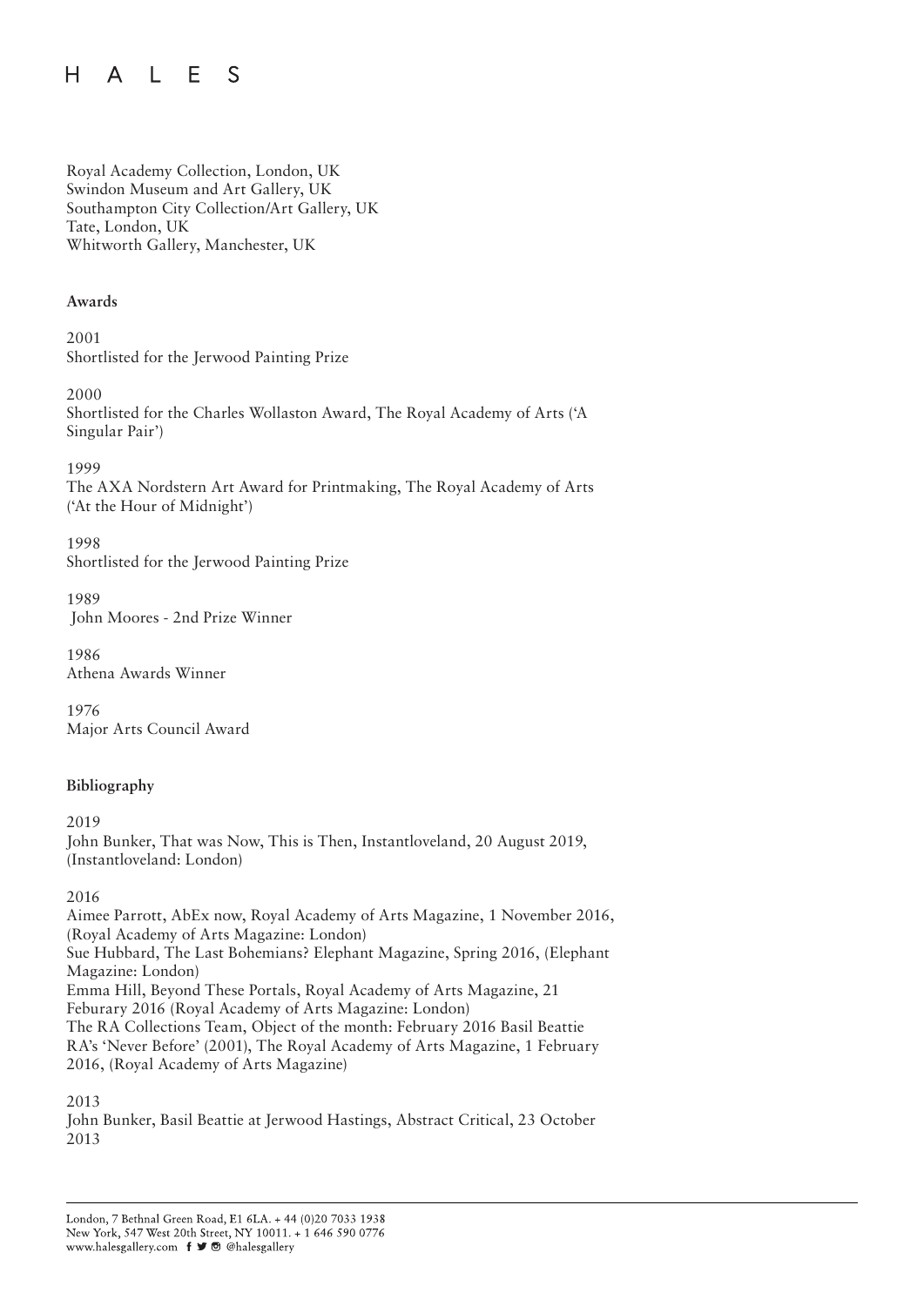Royal Academy Collection, London, UK
Swindon Museum and Art Gallery, UK
Southampton City Collection/Art Gallery, UK
Tate, London, UK
Whitworth Gallery, Manchester, UK

**Awards**

2001
Shortlisted for the Jerwood Painting Prize

2000
Shortlisted for the Charles Wollaston Award, The Royal Academy of Arts ('A Singular Pair')

1999
The AXA Nordstern Art Award for Printmaking, The Royal Academy of Arts ('At the Hour of Midnight')

1998
Shortlisted for the Jerwood Painting Prize

1989
John Moores - 2nd Prize Winner

1986
Athena Awards Winner

1976
Major Arts Council Award

**Bibliography**

2019
John Bunker, That was Now, This is Then, Instantloveland, 20 August 2019, (Instantloveland: London)

2016
Aimee Parrott, AbEx now, Royal Academy of Arts Magazine, 1 November 2016, (Royal Academy of Arts Magazine: London)
Sue Hubbard, The Last Bohemians? Elephant Magazine, Spring 2016, (Elephant Magazine: London)
Emma Hill, Beyond These Portals, Royal Academy of Arts Magazine, 21 Feburary 2016 (Royal Academy of Arts Magazine: London)
The RA Collections Team, Object of the month: February 2016 Basil Beattie RA's 'Never Before' (2001), The Royal Academy of Arts Magazine, 1 February 2016, (Royal Academy of Arts Magazine)

2013
John Bunker, Basil Beattie at Jerwood Hastings, Abstract Critical, 23 October 2013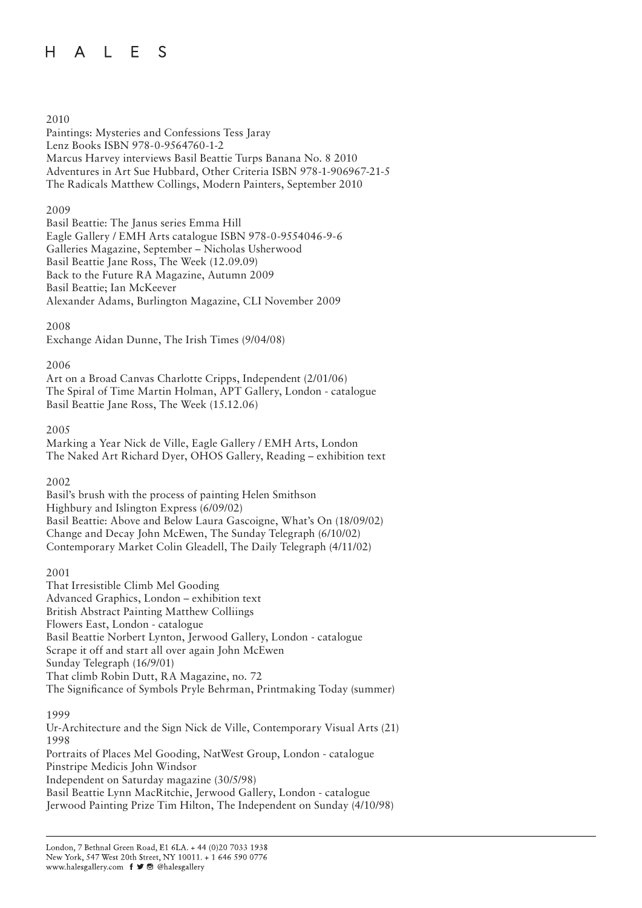2010

Paintings: Mysteries and Confessions Tess Jaray
Lenz Books ISBN 978-0-9564760-1-2
Marcus Harvey interviews Basil Beattie Turps Banana No. 8 2010
Adventures in Art Sue Hubbard, Other Criteria ISBN 978-1-906967-21-5
The Radicals Matthew Collings, Modern Painters, September 2010

2009

Basil Beattie: The Janus series Emma Hill
Eagle Gallery / EMH Arts catalogue ISBN 978-0-9554046-9-6
Galleries Magazine, September – Nicholas Usherwood
Basil Beattie Jane Ross, The Week (12.09.09)
Back to the Future RA Magazine, Autumn 2009
Basil Beattie; Ian McKeever
Alexander Adams, Burlington Magazine, CLI November 2009

2008

Exchange Aidan Dunne, The Irish Times (9/04/08)

2006

Art on a Broad Canvas Charlotte Cripps, Independent (2/01/06)
The Spiral of Time Martin Holman, APT Gallery, London - catalogue
Basil Beattie Jane Ross, The Week (15.12.06)

2005

Marking a Year Nick de Ville, Eagle Gallery / EMH Arts, London
The Naked Art Richard Dyer, OHOS Gallery, Reading – exhibition text

2002

Basil's brush with the process of painting Helen Smithson
Highbury and Islington Express (6/09/02)
Basil Beattie: Above and Below Laura Gascoigne, What's On (18/09/02)
Change and Decay John McEwen, The Sunday Telegraph (6/10/02)
Contemporary Market Colin Gleadell, The Daily Telegraph (4/11/02)

2001

That Irresistible Climb Mel Gooding
Advanced Graphics, London – exhibition text
British Abstract Painting Matthew Colliings
Flowers East, London - catalogue
Basil Beattie Norbert Lynton, Jerwood Gallery, London - catalogue
Scrape it off and start all over again John McEwen
Sunday Telegraph (16/9/01)
That climb Robin Dutt, RA Magazine, no. 72
The Significance of Symbols Pryle Behrman, Printmaking Today (summer)

1999

Ur-Architecture and the Sign Nick de Ville, Contemporary Visual Arts (21)

1998

Portraits of Places Mel Gooding, NatWest Group, London - catalogue
Pinstripe Medicis John Windsor
Independent on Saturday magazine (30/5/98)
Basil Beattie Lynn MacRitchie, Jerwood Gallery, London - catalogue
Jerwood Painting Prize Tim Hilton, The Independent on Sunday (4/10/98)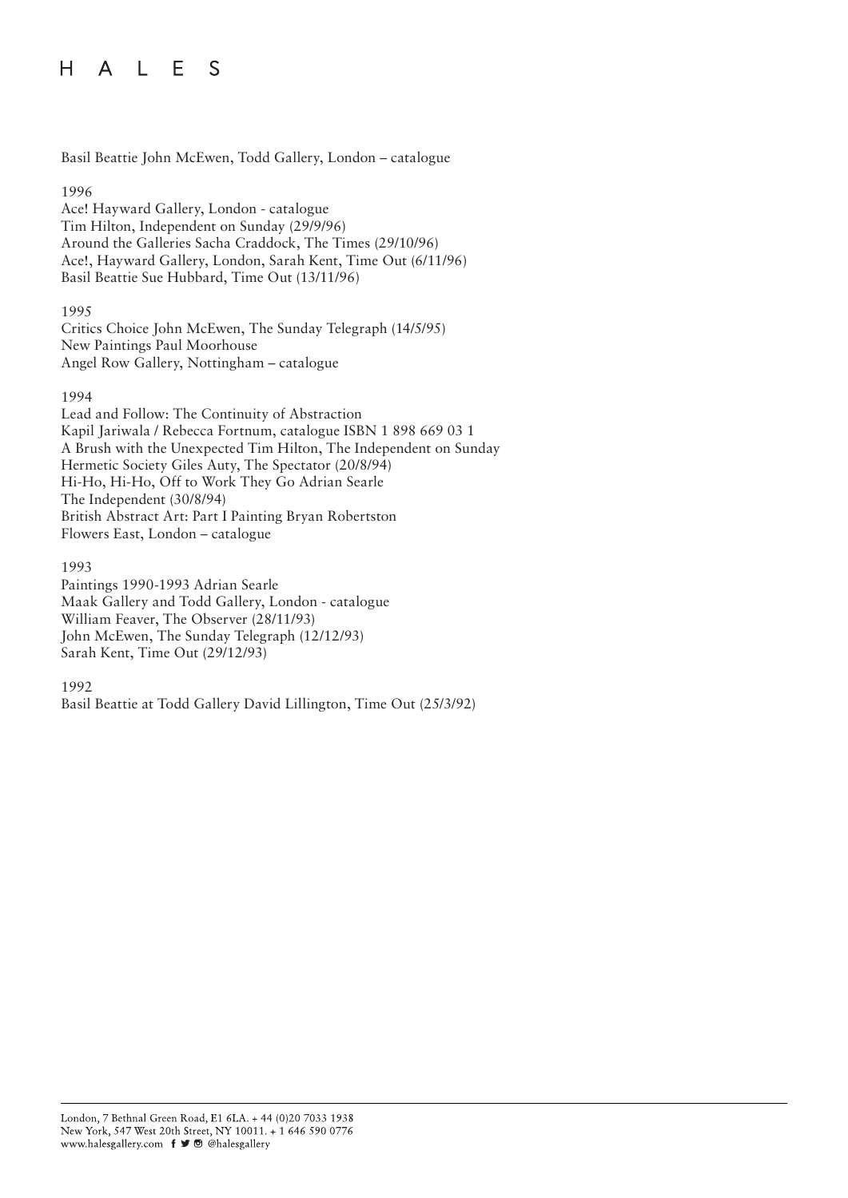Basil Beattie John McEwen, Todd Gallery, London – catalogue

1996
Ace! Hayward Gallery, London - catalogue
Tim Hilton, Independent on Sunday (29/9/96)
Around the Galleries Sacha Craddock, The Times (29/10/96)
Ace!, Hayward Gallery, London, Sarah Kent, Time Out (6/11/96)
Basil Beattie Sue Hubbard, Time Out (13/11/96)

1995
Critics Choice John McEwen, The Sunday Telegraph (14/5/95)
New Paintings Paul Moorhouse
Angel Row Gallery, Nottingham – catalogue

1994
Lead and Follow: The Continuity of Abstraction
Kapil Jariwala / Rebecca Fortnum, catalogue ISBN 1 898 669 03 1
A Brush with the Unexpected Tim Hilton, The Independent on Sunday
Hermetic Society Giles Auty, The Spectator (20/8/94)
Hi-Ho, Hi-Ho, Off to Work They Go Adrian Searle
The Independent (30/8/94)
British Abstract Art: Part I Painting Bryan Robertston
Flowers East, London – catalogue

1993
Paintings 1990-1993 Adrian Searle
Maak Gallery and Todd Gallery, London - catalogue
William Feaver, The Observer (28/11/93)
John McEwen, The Sunday Telegraph (12/12/93)
Sarah Kent, Time Out (29/12/93)

1992
Basil Beattie at Todd Gallery David Lillington, Time Out (25/3/92)